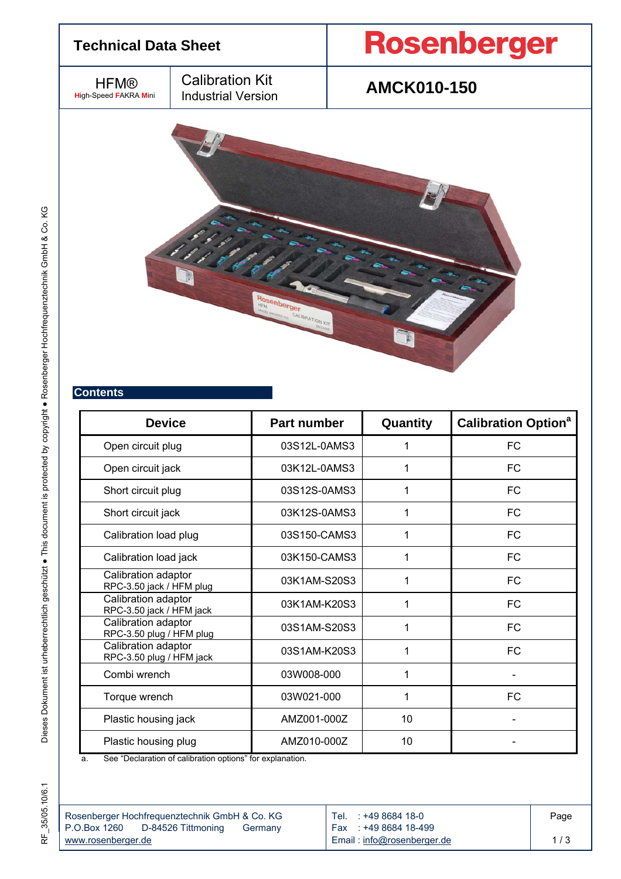# Technical Data Sheet

**Rosenberger**

HFM®
High-Speed FAKRA Mini

Calibration Kit
Industrial Version

**AMCK010-150**

## Contents

| Device | Part number | Quantity | Calibration Option[a] |
|---|---|---|---|
| Open circuit plug | 03S12L-0AMS3 | 1 | FC |
| Open circuit jack | 03K12L-0AMS3 | 1 | FC |
| Short circuit plug | 03S12S-0AMS3 | 1 | FC |
| Short circuit jack | 03K12S-0AMS3 | 1 | FC |
| Calibration load plug | 03S150-CAMS3 | 1 | FC |
| Calibration load jack | 03K150-CAMS3 | 1 | FC |
| Calibration adaptor RPC-3.50 jack / HFM plug | 03K1AM-S20S3 | 1 | FC |
| Calibration adaptor RPC-3.50 jack / HFM jack | 03K1AM-K20S3 | 1 | FC |
| Calibration adaptor RPC-3.50 plug / HFM plug | 03S1AM-S20S3 | 1 | FC |
| Calibration adaptor RPC-3.50 plug / HFM jack | 03S1AM-K20S3 | 1 | FC |
| Combi wrench | 03W008-000 | 1 | - |
| Torque wrench | 03W021-000 | 1 | FC |
| Plastic housing jack | AMZ001-000Z | 10 | - |
| Plastic housing plug | AMZ010-000Z | 10 | - |

a. See "Declaration of calibration options" for explanation.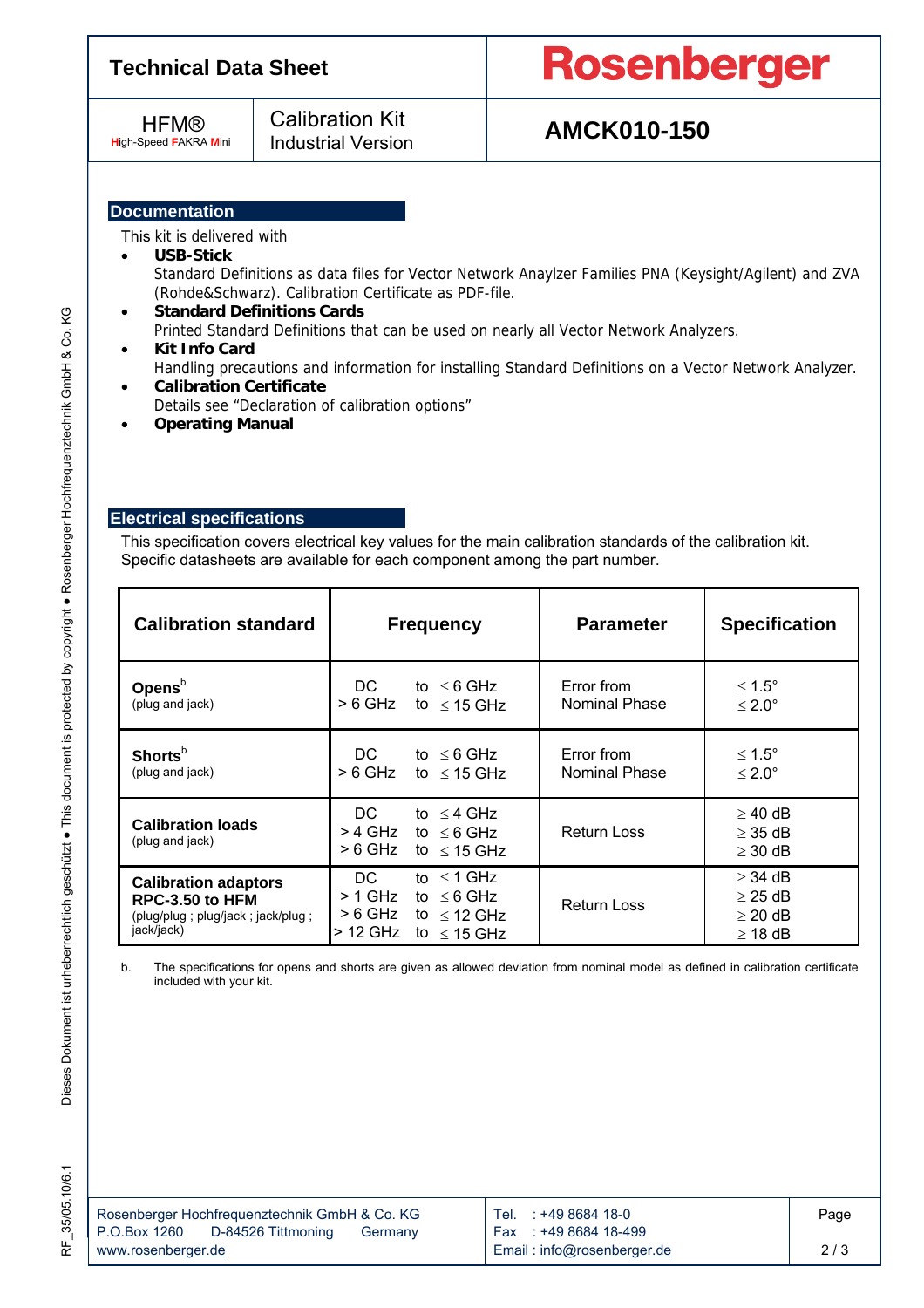## Documentation

This kit is delivered with

- **USB-Stick**
  Standard Definitions as data files for Vector Network Anaylzer Families PNA (Keysight/Agilent) and ZVA (Rohde&Schwarz). Calibration Certificate as PDF-file.
- **Standard Definitions Cards**
  Printed Standard Definitions that can be used on nearly all Vector Network Analyzers.
- **Kit Info Card**
  Handling precautions and information for installing Standard Definitions on a Vector Network Analyzer.
- **Calibration Certificate**
  Details see "Declaration of calibration options"
- **Operating Manual**

## Electrical specifications

This specification covers electrical key values for the main calibration standards of the calibration kit. Specific datasheets are available for each component among the part number.

| Calibration standard | Frequency | Parameter | Specification |
|---|---|---|---|
| **Opens**[b] (plug and jack) | DC to ≤ 6 GHz<br>> 6 GHz to ≤ 15 GHz | Error from Nominal Phase | ≤ 1.5°<br>≤ 2.0° |
| **Shorts**[b] (plug and jack) | DC to ≤ 6 GHz<br>> 6 GHz to ≤ 15 GHz | Error from Nominal Phase | ≤ 1.5°<br>≤ 2.0° |
| **Calibration loads** (plug and jack) | DC to ≤ 4 GHz<br>> 4 GHz to ≤ 6 GHz<br>> 6 GHz to ≤ 15 GHz | Return Loss | ≥ 40 dB<br>≥ 35 dB<br>≥ 30 dB |
| **Calibration adaptors RPC-3.50 to HFM** (plug/plug ; plug/jack ; jack/plug ; jack/jack) | DC to ≤ 1 GHz<br>> 1 GHz to ≤ 6 GHz<br>> 6 GHz to ≤ 12 GHz<br>> 12 GHz to ≤ 15 GHz | Return Loss | ≥ 34 dB<br>≥ 25 dB<br>≥ 20 dB<br>≥ 18 dB |

b. The specifications for opens and shorts are given as allowed deviation from nominal model as defined in calibration certificate included with your kit.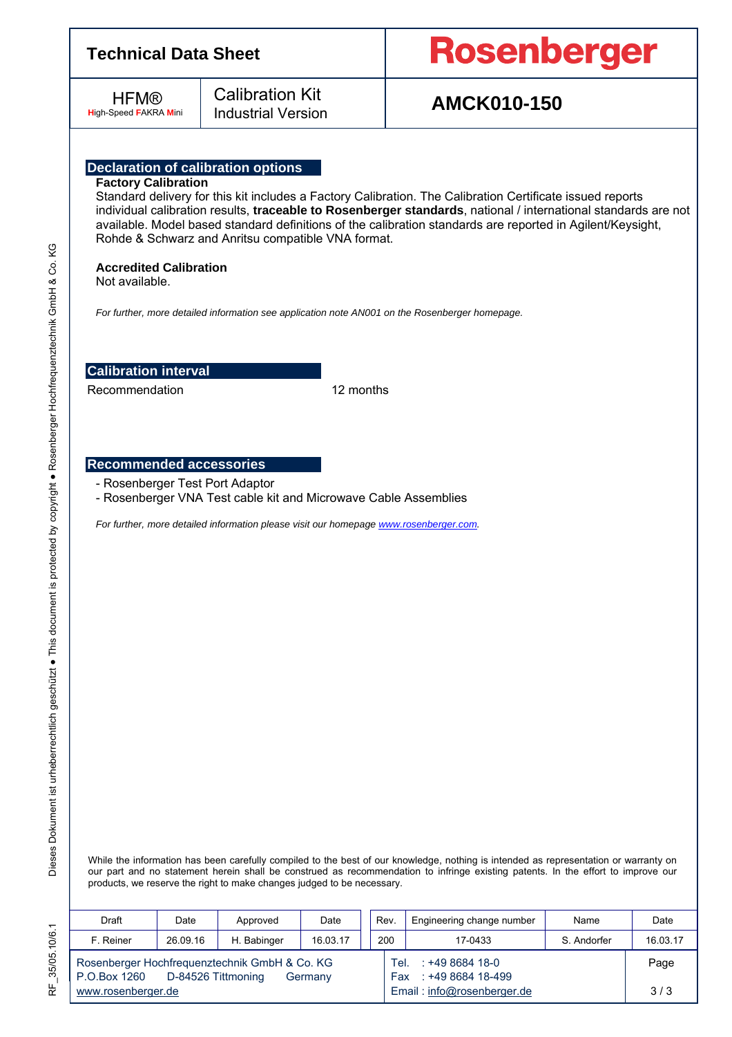## Declaration of calibration options

**Factory Calibration**

Standard delivery for this kit includes a Factory Calibration. The Calibration Certificate issued reports individual calibration results, **traceable to Rosenberger standards**, national / international standards are not available. Model based standard definitions of the calibration standards are reported in Agilent/Keysight, Rohde & Schwarz and Anritsu compatible VNA format.

**Accredited Calibration**

Not available.

*For further, more detailed information see application note AN001 on the Rosenberger homepage.*

## Calibration interval

| Recommendation | 12 months |
|---|---|

## Recommended accessories

- Rosenberger Test Port Adaptor
- Rosenberger VNA Test cable kit and Microwave Cable Assemblies

*For further, more detailed information please visit our homepage www.rosenberger.com.*

While the information has been carefully compiled to the best of our knowledge, nothing is intended as representation or warranty on our part and no statement herein shall be construed as recommendation to infringe existing patents. In the effort to improve our products, we reserve the right to make changes judged to be necessary.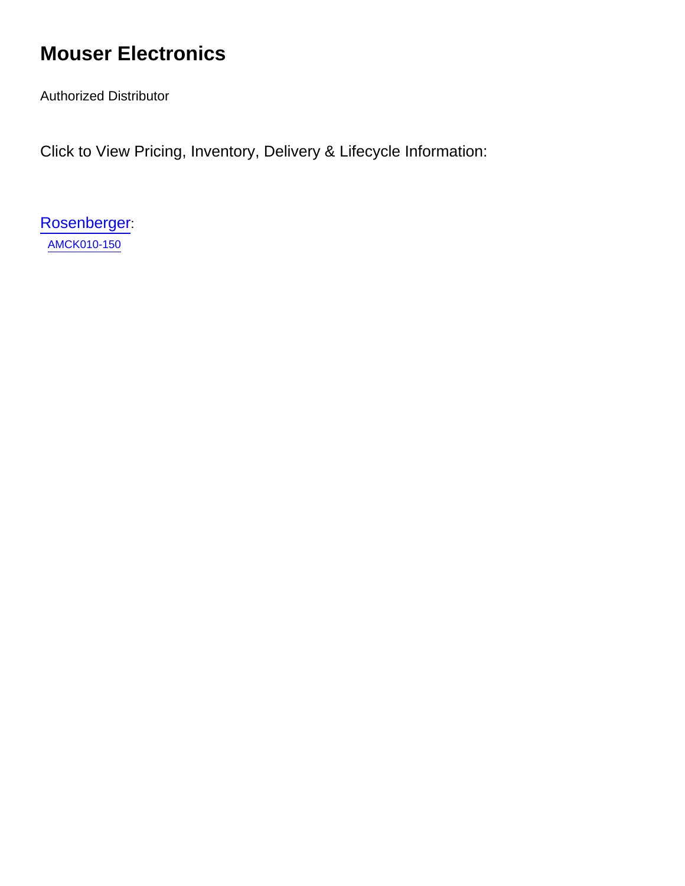# Mouser Electronics

Authorized Distributor

Click to View Pricing, Inventory, Delivery & Lifecycle Information:

Rosenberger:

AMCK010-150